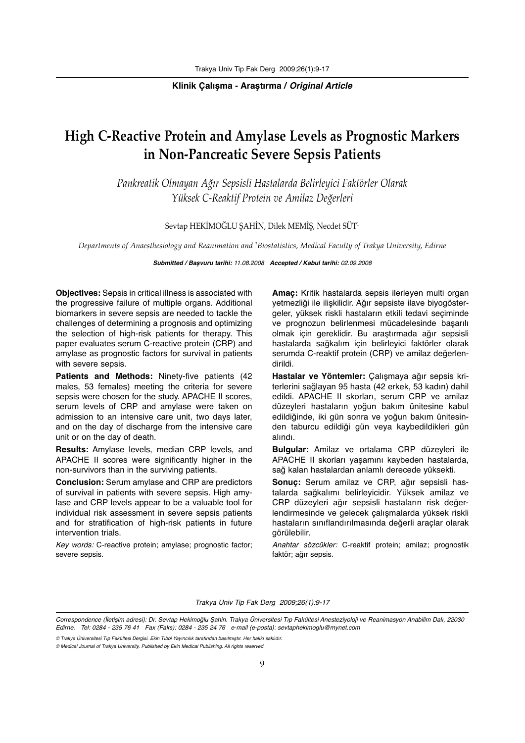**Klinik Çalışma - Araştırma / *Original Article***

# High C-Reactive Protein and Amylase Levels as Prognostic Markers in Non-Pancreatic Severe Sepsis Patients

*Pankreatik Olmayan Ağır Sepsisli Hastalarda Belirleyici Faktörler Olarak Yüksek C-Reaktif Protein ve Amilaz Değerleri*

Sevtap HEKİMOĞLU ŞAHİN, Dilek MEMİŞ, Necdet SÜT[1]

*Departments of Anaesthesiology and Reanimation and [1]Biostatistics, Medical Faculty of Trakya University, Edirne*

***Submitted / Başvuru tarihi:** 11.08.2008* ***Accepted / Kabul tarihi:** 02.09.2008*

**Objectives:** Sepsis in critical illness is associated with the progressive failure of multiple organs. Additional biomarkers in severe sepsis are needed to tackle the challenges of determining a prognosis and optimizing the selection of high-risk patients for therapy. This paper evaluates serum C-reactive protein (CRP) and amylase as prognostic factors for survival in patients with severe sepsis.

**Patients and Methods:** Ninety-five patients (42 males, 53 females) meeting the criteria for severe sepsis were chosen for the study. APACHE II scores, serum levels of CRP and amylase were taken on admission to an intensive care unit, two days later, and on the day of discharge from the intensive care unit or on the day of death.

**Results:** Amylase levels, median CRP levels, and APACHE II scores were significantly higher in the non-survivors than in the surviving patients.

**Conclusion:** Serum amylase and CRP are predictors of survival in patients with severe sepsis. High amylase and CRP levels appear to be a valuable tool for individual risk assessment in severe sepsis patients and for stratification of high-risk patients in future intervention trials.

*Key words:* C-reactive protein; amylase; prognostic factor; severe sepsis.

**Amaç:** Kritik hastalarda sepsis ilerleyen multi organ yetmezliği ile ilişkilidir. Ağır sepsiste ilave biyogöstergeler, yüksek riskli hastaların etkili tedavi seçiminde ve prognozun belirlenmesi mücadelesinde başarılı olmak için gereklidir. Bu araştırmada ağır sepsisli hastalarda sağkalım için belirleyici faktörler olarak serumda C-reaktif protein (CRP) ve amilaz değerlendirildi.

**Hastalar ve Yöntemler:** Çalışmaya ağır sepsis kriterlerini sağlayan 95 hasta (42 erkek, 53 kadın) dahil edildi. APACHE II skorları, serum CRP ve amilaz düzeyleri hastaların yoğun bakım ünitesine kabul edildiğinde, iki gün sonra ve yoğun bakım ünitesinden taburcu edildiği gün veya kaybedildikleri gün alındı.

**Bulgular:** Amilaz ve ortalama CRP düzeyleri ile APACHE II skorları yaşamını kaybeden hastalarda, sağ kalan hastalardan anlamlı derecede yüksekti.

**Sonuç:** Serum amilaz ve CRP, ağır sepsisli hastalarda sağkalımı belirleyicidir. Yüksek amilaz ve CRP düzeyleri ağır sepsisli hastaların risk değerlendirmesinde ve gelecek çalışmalarda yüksek riskli hastaların sınıflandırılmasında değerli araçlar olarak görülebilir.

*Anahtar sözcükler:* C-reaktif protein; amilaz; prognostik faktör; ağır sepsis.

*Correspondence (İletişim adresi): Dr. Sevtap Hekimoğlu Şahin. Trakya Üniversitesi Tıp Fakültesi Anesteziyoloji ve Reanimasyon Anabilim Dalı, 22030 Edirne. Tel: 0284 - 235 76 41 Fax (Faks): 0284 - 235 24 76 e-mail (e-posta): sevtaphekimoglu@mynet.com*

*© Trakya Üniversitesi Tıp Fakültesi Dergisi. Ekin Tıbbi Yayıncılık tarafından basılmıştır. Her hakkı saklıdır.*

*© Medical Journal of Trakya University. Published by Ekin Medical Publishing. All rights reserved.*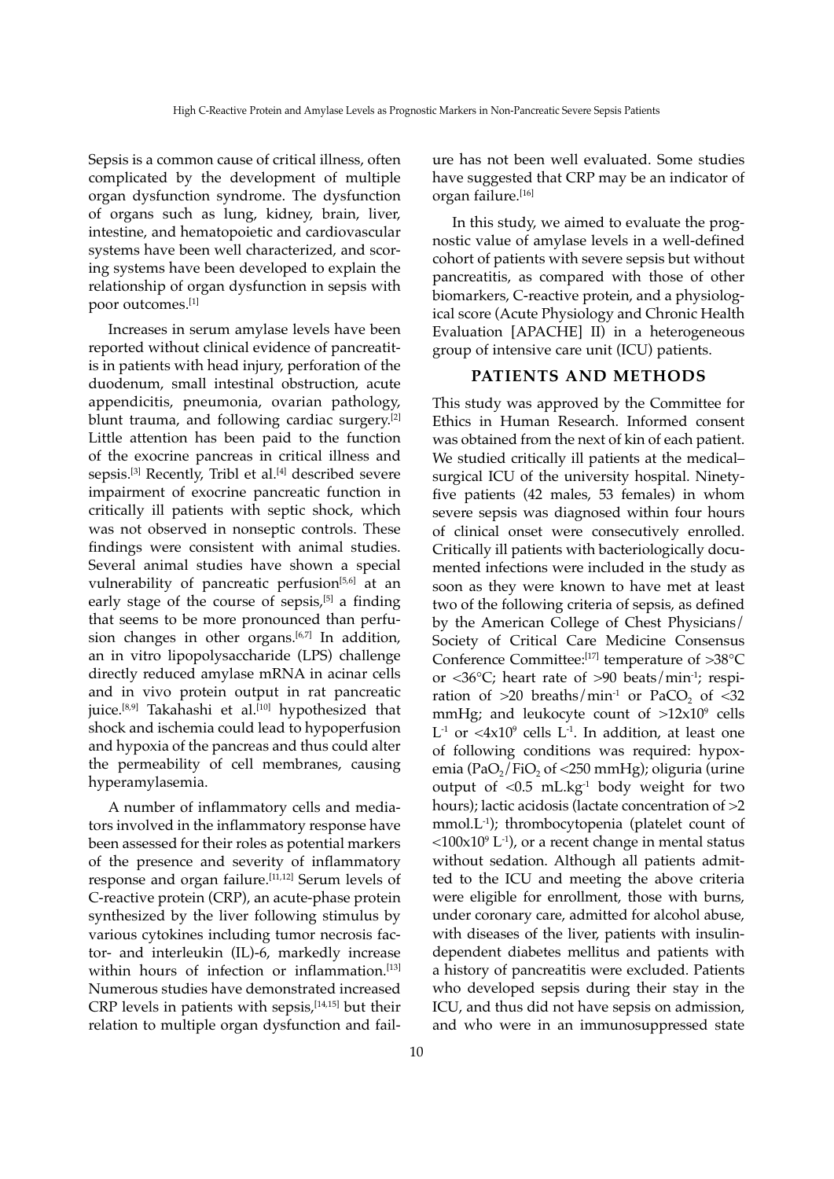Sepsis is a common cause of critical illness, often complicated by the development of multiple organ dysfunction syndrome. The dysfunction of organs such as lung, kidney, brain, liver, intestine, and hematopoietic and cardiovascular systems have been well characterized, and scoring systems have been developed to explain the relationship of organ dysfunction in sepsis with poor outcomes.[1]

Increases in serum amylase levels have been reported without clinical evidence of pancreatitis in patients with head injury, perforation of the duodenum, small intestinal obstruction, acute appendicitis, pneumonia, ovarian pathology, blunt trauma, and following cardiac surgery.[2] Little attention has been paid to the function of the exocrine pancreas in critical illness and sepsis.[3] Recently, Tribl et al.[4] described severe impairment of exocrine pancreatic function in critically ill patients with septic shock, which was not observed in nonseptic controls. These findings were consistent with animal studies. Several animal studies have shown a special vulnerability of pancreatic perfusion[5,6] at an early stage of the course of sepsis,[5] a finding that seems to be more pronounced than perfusion changes in other organs.[6,7] In addition, an in vitro lipopolysaccharide (LPS) challenge directly reduced amylase mRNA in acinar cells and in vivo protein output in rat pancreatic juice.[8,9] Takahashi et al.[10] hypothesized that shock and ischemia could lead to hypoperfusion and hypoxia of the pancreas and thus could alter the permeability of cell membranes, causing hyperamylasemia.

A number of inflammatory cells and mediators involved in the inflammatory response have been assessed for their roles as potential markers of the presence and severity of inflammatory response and organ failure.[11,12] Serum levels of C-reactive protein (CRP), an acute-phase protein synthesized by the liver following stimulus by various cytokines including tumor necrosis factor- and interleukin (IL)-6, markedly increase within hours of infection or inflammation.[13] Numerous studies have demonstrated increased CRP levels in patients with sepsis,[14,15] but their relation to multiple organ dysfunction and failure has not been well evaluated. Some studies have suggested that CRP may be an indicator of organ failure.[16]

In this study, we aimed to evaluate the prognostic value of amylase levels in a well-defined cohort of patients with severe sepsis but without pancreatitis, as compared with those of other biomarkers, C-reactive protein, and a physiological score (Acute Physiology and Chronic Health Evaluation [APACHE] II) in a heterogeneous group of intensive care unit (ICU) patients.

## PATIENTS AND METHODS

This study was approved by the Committee for Ethics in Human Research. Informed consent was obtained from the next of kin of each patient. We studied critically ill patients at the medical–surgical ICU of the university hospital. Ninety-five patients (42 males, 53 females) in whom severe sepsis was diagnosed within four hours of clinical onset were consecutively enrolled. Critically ill patients with bacteriologically documented infections were included in the study as soon as they were known to have met at least two of the following criteria of sepsis, as defined by the American College of Chest Physicians/ Society of Critical Care Medicine Consensus Conference Committee:[17] temperature of >38°C or <36°C; heart rate of >90 beats/min$^{-1}$; respiration of >20 breaths/min$^{-1}$ or $PaCO_2$ of <32 mmHg; and leukocyte count of >12x10$^9$ cells L$^{-1}$ or <4x10$^9$ cells L$^{-1}$. In addition, at least one of following conditions was required: hypoxemia ($PaO_2/FiO_2$ of <250 mmHg); oliguria (urine output of <0.5 mL.kg$^{-1}$ body weight for two hours); lactic acidosis (lactate concentration of >2 mmol.L$^{-1}$); thrombocytopenia (platelet count of <100x10$^9$ L$^{-1}$), or a recent change in mental status without sedation. Although all patients admitted to the ICU and meeting the above criteria were eligible for enrollment, those with burns, under coronary care, admitted for alcohol abuse, with diseases of the liver, patients with insulin-dependent diabetes mellitus and patients with a history of pancreatitis were excluded. Patients who developed sepsis during their stay in the ICU, and thus did not have sepsis on admission, and who were in an immunosuppressed state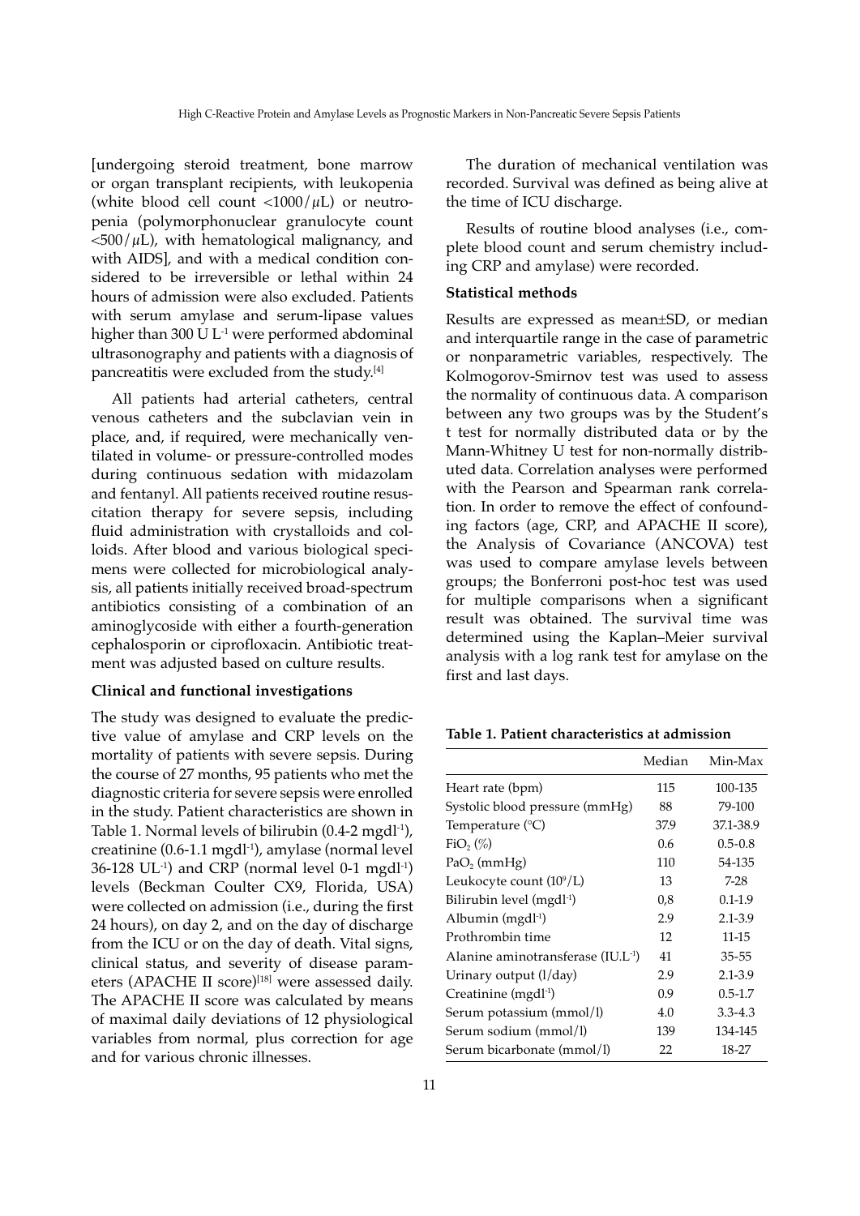[undergoing steroid treatment, bone marrow or organ transplant recipients, with leukopenia (white blood cell count <1000/μL) or neutropenia (polymorphonuclear granulocyte count <500/μL), with hematological malignancy, and with AIDS], and with a medical condition considered to be irreversible or lethal within 24 hours of admission were also excluded. Patients with serum amylase and serum-lipase values higher than 300 U $L^{-1}$ were performed abdominal ultrasonography and patients with a diagnosis of pancreatitis were excluded from the study.[4]

All patients had arterial catheters, central venous catheters and the subclavian vein in place, and, if required, were mechanically ventilated in volume- or pressure-controlled modes during continuous sedation with midazolam and fentanyl. All patients received routine resuscitation therapy for severe sepsis, including fluid administration with crystalloids and colloids. After blood and various biological specimens were collected for microbiological analysis, all patients initially received broad-spectrum antibiotics consisting of a combination of an aminoglycoside with either a fourth-generation cephalosporin or ciprofloxacin. Antibiotic treatment was adjusted based on culture results.

**Clinical and functional investigations**

The study was designed to evaluate the predictive value of amylase and CRP levels on the mortality of patients with severe sepsis. During the course of 27 months, 95 patients who met the diagnostic criteria for severe sepsis were enrolled in the study. Patient characteristics are shown in Table 1. Normal levels of bilirubin (0.4-2 $mgdl^{-1}$), creatinine (0.6-1.1 $mgdl^{-1}$), amylase (normal level 36-128 $UL^{-1}$) and CRP (normal level 0-1 $mgdl^{-1}$) levels (Beckman Coulter CX9, Florida, USA) were collected on admission (i.e., during the first 24 hours), on day 2, and on the day of discharge from the ICU or on the day of death. Vital signs, clinical status, and severity of disease parameters (APACHE II score)[18] were assessed daily. The APACHE II score was calculated by means of maximal daily deviations of 12 physiological variables from normal, plus correction for age and for various chronic illnesses.

The duration of mechanical ventilation was recorded. Survival was defined as being alive at the time of ICU discharge.

Results of routine blood analyses (i.e., complete blood count and serum chemistry including CRP and amylase) were recorded.

**Statistical methods**

Results are expressed as mean±SD, or median and interquartile range in the case of parametric or nonparametric variables, respectively. The Kolmogorov-Smirnov test was used to assess the normality of continuous data. A comparison between any two groups was by the Student's t test for normally distributed data or by the Mann-Whitney U test for non-normally distributed data. Correlation analyses were performed with the Pearson and Spearman rank correlation. In order to remove the effect of confounding factors (age, CRP, and APACHE II score), the Analysis of Covariance (ANCOVA) test was used to compare amylase levels between groups; the Bonferroni post-hoc test was used for multiple comparisons when a significant result was obtained. The survival time was determined using the Kaplan–Meier survival analysis with a log rank test for amylase on the first and last days.

**Table 1. Patient characteristics at admission**

| | Median | Min-Max |
|---|---|---|
| Heart rate (bpm) | 115 | 100-135 |
| Systolic blood pressure (mmHg) | 88 | 79-100 |
| Temperature (°C) | 37.9 | 37.1-38.9 |
| $FiO_2$ (%) | 0.6 | 0.5-0.8 |
| $PaO_2$ (mmHg) | 110 | 54-135 |
| Leukocyte count ($10^9$/L) | 13 | 7-28 |
| Bilirubin level ($mgdl^{-1}$) | 0,8 | 0.1-1.9 |
| Albumin ($mgdl^{-1}$) | 2.9 | 2.1-3.9 |
| Prothrombin time | 12 | 11-15 |
| Alanine aminotransferase ($IU.L^{-1}$) | 41 | 35-55 |
| Urinary output (l/day) | 2.9 | 2.1-3.9 |
| Creatinine ($mgdl^{-1}$) | 0.9 | 0.5-1.7 |
| Serum potassium (mmol/l) | 4.0 | 3.3-4.3 |
| Serum sodium (mmol/l) | 139 | 134-145 |
| Serum bicarbonate (mmol/l) | 22 | 18-27 |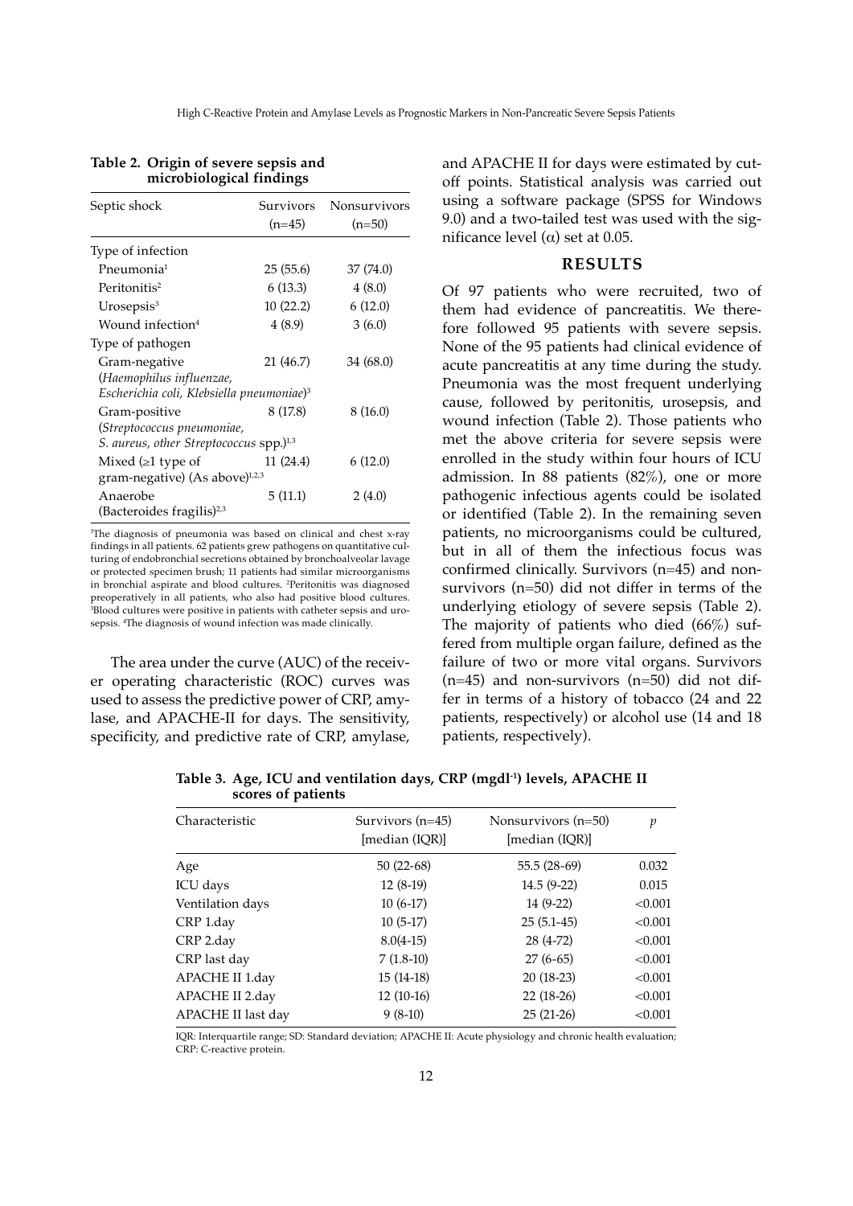**Table 2. Origin of severe sepsis and microbiological findings**

| Septic shock | Survivors (n=45) | Nonsurvivors (n=50) |
|---|---|---|
| Type of infection | | |
| Pneumonia[1] | 25 (55.6) | 37 (74.0) |
| Peritonitis[2] | 6 (13.3) | 4 (8.0) |
| Urosepsis[3] | 10 (22.2) | 6 (12.0) |
| Wound infection[4] | 4 (8.9) | 3 (6.0) |
| Type of pathogen | | |
| Gram-negative (*Haemophilus influenzae, Escherichia coli, Klebsiella pneumoniae*)[3] | 21 (46.7) | 34 (68.0) |
| Gram-positive (*Streptococcus pneumoniae, S. aureus, other Streptococcus* spp.)[1,3] | 8 (17.8) | 8 (16.0) |
| Mixed (≥1 type of gram-negative) (As above)[1,2,3] | 11 (24.4) | 6 (12.0) |
| Anaerobe (Bacteroides fragilis)[2,3] | 5 (11.1) | 2 (4.0) |

[1]The diagnosis of pneumonia was based on clinical and chest x-ray findings in all patients. 62 patients grew pathogens on quantitative culturing of endobronchial secretions obtained by bronchoalveolar lavage or protected specimen brush; 11 patients had similar microorganisms in bronchial aspirate and blood cultures. [2]Peritonitis was diagnosed preoperatively in all patients, who also had positive blood cultures. [3]Blood cultures were positive in patients with catheter sepsis and urosepsis. [4]The diagnosis of wound infection was made clinically.

The area under the curve (AUC) of the receiver operating characteristic (ROC) curves was used to assess the predictive power of CRP, amylase, and APACHE-II for days. The sensitivity, specificity, and predictive rate of CRP, amylase, and APACHE II for days were estimated by cut-off points. Statistical analysis was carried out using a software package (SPSS for Windows 9.0) and a two-tailed test was used with the significance level ($\alpha$) set at 0.05.

## RESULTS

Of 97 patients who were recruited, two of them had evidence of pancreatitis. We therefore followed 95 patients with severe sepsis. None of the 95 patients had clinical evidence of acute pancreatitis at any time during the study. Pneumonia was the most frequent underlying cause, followed by peritonitis, urosepsis, and wound infection (Table 2). Those patients who met the above criteria for severe sepsis were enrolled in the study within four hours of ICU admission. In 88 patients (82%), one or more pathogenic infectious agents could be isolated or identified (Table 2). In the remaining seven patients, no microorganisms could be cultured, but in all of them the infectious focus was confirmed clinically. Survivors (n=45) and non-survivors (n=50) did not differ in terms of the underlying etiology of severe sepsis (Table 2). The majority of patients who died (66%) suffered from multiple organ failure, defined as the failure of two or more vital organs. Survivors (n=45) and non-survivors (n=50) did not differ in terms of a history of tobacco (24 and 22 patients, respectively) or alcohol use (14 and 18 patients, respectively).

**Table 3. Age, ICU and ventilation days, CRP (mgdl$^{-1}$) levels, APACHE II scores of patients**

| Characteristic | Survivors (n=45) [median (IQR)] | Nonsurvivors (n=50) [median (IQR)] | *p* |
|---|---|---|---|
| Age | 50 (22-68) | 55.5 (28-69) | 0.032 |
| ICU days | 12 (8-19) | 14.5 (9-22) | 0.015 |
| Ventilation days | 10 (6-17) | 14 (9-22) | <0.001 |
| CRP 1.day | 10 (5-17) | 25 (5.1-45) | <0.001 |
| CRP 2.day | 8.0(4-15) | 28 (4-72) | <0.001 |
| CRP last day | 7 (1.8-10) | 27 (6-65) | <0.001 |
| APACHE II 1.day | 15 (14-18) | 20 (18-23) | <0.001 |
| APACHE II 2.day | 12 (10-16) | 22 (18-26) | <0.001 |
| APACHE II last day | 9 (8-10) | 25 (21-26) | <0.001 |

IQR: Interquartile range; SD: Standard deviation; APACHE II: Acute physiology and chronic health evaluation; CRP: C-reactive protein.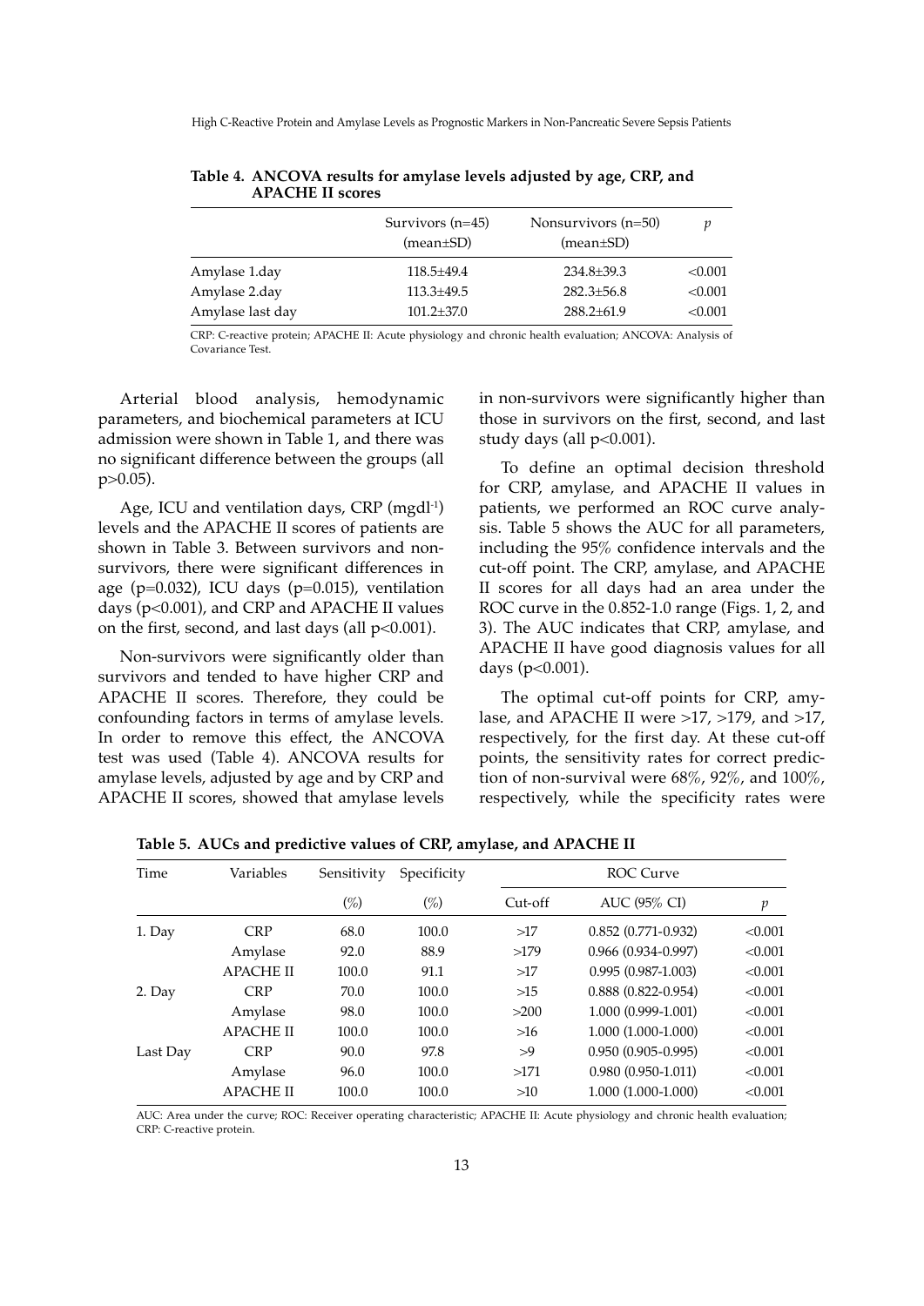**Table 4. ANCOVA results for amylase levels adjusted by age, CRP, and APACHE II scores**

| | Survivors (n=45) (mean±SD) | Nonsurvivors (n=50) (mean±SD) | *p* |
|---|---|---|---|
| Amylase 1.day | 118.5±49.4 | 234.8±39.3 | <0.001 |
| Amylase 2.day | 113.3±49.5 | 282.3±56.8 | <0.001 |
| Amylase last day | 101.2±37.0 | 288.2±61.9 | <0.001 |

CRP: C-reactive protein; APACHE II: Acute physiology and chronic health evaluation; ANCOVA: Analysis of Covariance Test.

Arterial blood analysis, hemodynamic parameters, and biochemical parameters at ICU admission were shown in Table 1, and there was no significant difference between the groups (all p>0.05).

Age, ICU and ventilation days, CRP ($mgdl^{-1}$) levels and the APACHE II scores of patients are shown in Table 3. Between survivors and non-survivors, there were significant differences in age (p=0.032), ICU days (p=0.015), ventilation days (p<0.001), and CRP and APACHE II values on the first, second, and last days (all p<0.001).

Non-survivors were significantly older than survivors and tended to have higher CRP and APACHE II scores. Therefore, they could be confounding factors in terms of amylase levels. In order to remove this effect, the ANCOVA test was used (Table 4). ANCOVA results for amylase levels, adjusted by age and by CRP and APACHE II scores, showed that amylase levels in non-survivors were significantly higher than those in survivors on the first, second, and last study days (all p<0.001).

To define an optimal decision threshold for CRP, amylase, and APACHE II values in patients, we performed an ROC curve analysis. Table 5 shows the AUC for all parameters, including the 95% confidence intervals and the cut-off point. The CRP, amylase, and APACHE II scores for all days had an area under the ROC curve in the 0.852-1.0 range (Figs. 1, 2, and 3). The AUC indicates that CRP, amylase, and APACHE II have good diagnosis values for all days (p<0.001).

The optimal cut-off points for CRP, amylase, and APACHE II were >17, >179, and >17, respectively, for the first day. At these cut-off points, the sensitivity rates for correct prediction of non-survival were 68%, 92%, and 100%, respectively, while the specificity rates were

**Table 5. AUCs and predictive values of CRP, amylase, and APACHE II**

| Time | Variables | Sensitivity | Specificity | ROC Curve | | |
|---|---|---|---|---|---|---|
| | | (%) | (%) | Cut-off | AUC (95% CI) | *p* |
| 1. Day | CRP | 68.0 | 100.0 | >17 | 0.852 (0.771-0.932) | <0.001 |
| | Amylase | 92.0 | 88.9 | >179 | 0.966 (0.934-0.997) | <0.001 |
| | APACHE II | 100.0 | 91.1 | >17 | 0.995 (0.987-1.003) | <0.001 |
| 2. Day | CRP | 70.0 | 100.0 | >15 | 0.888 (0.822-0.954) | <0.001 |
| | Amylase | 98.0 | 100.0 | >200 | 1.000 (0.999-1.001) | <0.001 |
| | APACHE II | 100.0 | 100.0 | >16 | 1.000 (1.000-1.000) | <0.001 |
| Last Day | CRP | 90.0 | 97.8 | >9 | 0.950 (0.905-0.995) | <0.001 |
| | Amylase | 96.0 | 100.0 | >171 | 0.980 (0.950-1.011) | <0.001 |
| | APACHE II | 100.0 | 100.0 | >10 | 1.000 (1.000-1.000) | <0.001 |

AUC: Area under the curve; ROC: Receiver operating characteristic; APACHE II: Acute physiology and chronic health evaluation; CRP: C-reactive protein.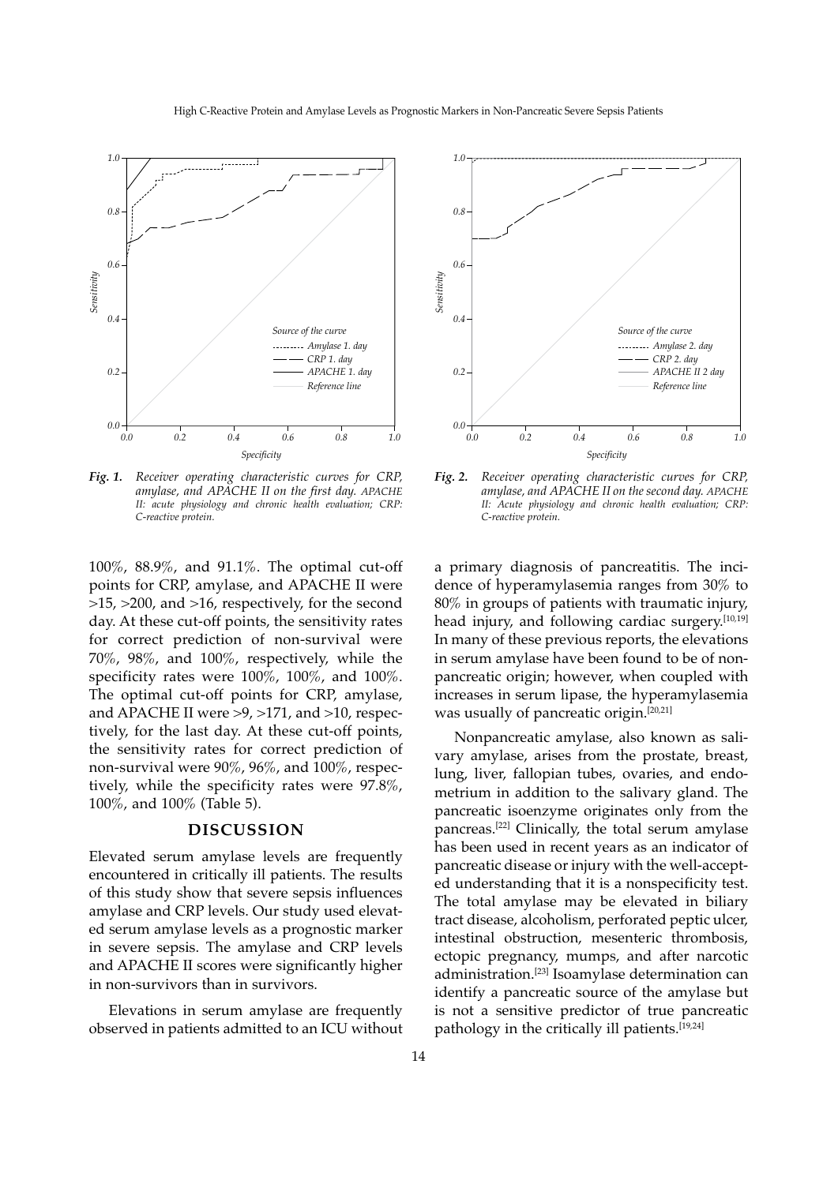*Fig. 1. Receiver operating characteristic curves for CRP, amylase, and APACHE II on the first day. APACHE II: acute physiology and chronic health evaluation; CRP: C-reactive protein.*

*Fig. 2. Receiver operating characteristic curves for CRP, amylase, and APACHE II on the second day. APACHE II: Acute physiology and chronic health evaluation; CRP: C-reactive protein.*

100%, 88.9%, and 91.1%. The optimal cut-off points for CRP, amylase, and APACHE II were >15, >200, and >16, respectively, for the second day. At these cut-off points, the sensitivity rates for correct prediction of non-survival were 70%, 98%, and 100%, respectively, while the specificity rates were 100%, 100%, and 100%. The optimal cut-off points for CRP, amylase, and APACHE II were >9, >171, and >10, respectively, for the last day. At these cut-off points, the sensitivity rates for correct prediction of non-survival were 90%, 96%, and 100%, respectively, while the specificity rates were 97.8%, 100%, and 100% (Table 5).

## DISCUSSION

Elevated serum amylase levels are frequently encountered in critically ill patients. The results of this study show that severe sepsis influences amylase and CRP levels. Our study used elevated serum amylase levels as a prognostic marker in severe sepsis. The amylase and CRP levels and APACHE II scores were significantly higher in non-survivors than in survivors.

Elevations in serum amylase are frequently observed in patients admitted to an ICU without a primary diagnosis of pancreatitis. The incidence of hyperamylasemia ranges from 30% to 80% in groups of patients with traumatic injury, head injury, and following cardiac surgery.[10,19] In many of these previous reports, the elevations in serum amylase have been found to be of non-pancreatic origin; however, when coupled with increases in serum lipase, the hyperamylasemia was usually of pancreatic origin.[20,21]

Nonpancreatic amylase, also known as salivary amylase, arises from the prostate, breast, lung, liver, fallopian tubes, ovaries, and endometrium in addition to the salivary gland. The pancreatic isoenzyme originates only from the pancreas.[22] Clinically, the total serum amylase has been used in recent years as an indicator of pancreatic disease or injury with the well-accepted understanding that it is a nonspecificity test. The total amylase may be elevated in biliary tract disease, alcoholism, perforated peptic ulcer, intestinal obstruction, mesenteric thrombosis, ectopic pregnancy, mumps, and after narcotic administration.[23] Isoamylase determination can identify a pancreatic source of the amylase but is not a sensitive predictor of true pancreatic pathology in the critically ill patients.[19,24]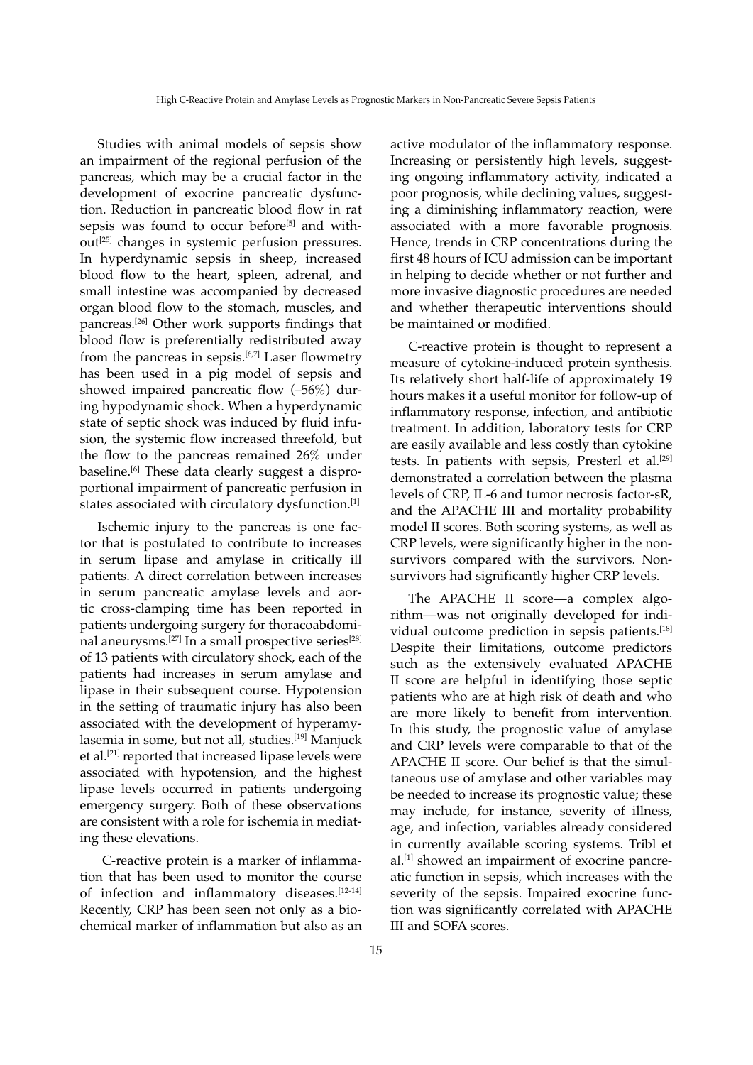Studies with animal models of sepsis show an impairment of the regional perfusion of the pancreas, which may be a crucial factor in the development of exocrine pancreatic dysfunction. Reduction in pancreatic blood flow in rat sepsis was found to occur before[5] and without[25] changes in systemic perfusion pressures. In hyperdynamic sepsis in sheep, increased blood flow to the heart, spleen, adrenal, and small intestine was accompanied by decreased organ blood flow to the stomach, muscles, and pancreas.[26] Other work supports findings that blood flow is preferentially redistributed away from the pancreas in sepsis.[6,7] Laser flowmetry has been used in a pig model of sepsis and showed impaired pancreatic flow (–56%) during hypodynamic shock. When a hyperdynamic state of septic shock was induced by fluid infusion, the systemic flow increased threefold, but the flow to the pancreas remained 26% under baseline.[6] These data clearly suggest a disproportional impairment of pancreatic perfusion in states associated with circulatory dysfunction.[1]

Ischemic injury to the pancreas is one factor that is postulated to contribute to increases in serum lipase and amylase in critically ill patients. A direct correlation between increases in serum pancreatic amylase levels and aortic cross-clamping time has been reported in patients undergoing surgery for thoracoabdominal aneurysms.[27] In a small prospective series[28] of 13 patients with circulatory shock, each of the patients had increases in serum amylase and lipase in their subsequent course. Hypotension in the setting of traumatic injury has also been associated with the development of hyperamylasemia in some, but not all, studies.[19] Manjuck et al.[21] reported that increased lipase levels were associated with hypotension, and the highest lipase levels occurred in patients undergoing emergency surgery. Both of these observations are consistent with a role for ischemia in mediating these elevations.

C-reactive protein is a marker of inflammation that has been used to monitor the course of infection and inflammatory diseases.[12-14] Recently, CRP has been seen not only as a biochemical marker of inflammation but also as an active modulator of the inflammatory response. Increasing or persistently high levels, suggesting ongoing inflammatory activity, indicated a poor prognosis, while declining values, suggesting a diminishing inflammatory reaction, were associated with a more favorable prognosis. Hence, trends in CRP concentrations during the first 48 hours of ICU admission can be important in helping to decide whether or not further and more invasive diagnostic procedures are needed and whether therapeutic interventions should be maintained or modified.

C-reactive protein is thought to represent a measure of cytokine-induced protein synthesis. Its relatively short half-life of approximately 19 hours makes it a useful monitor for follow-up of inflammatory response, infection, and antibiotic treatment. In addition, laboratory tests for CRP are easily available and less costly than cytokine tests. In patients with sepsis, Presterl et al.[29] demonstrated a correlation between the plasma levels of CRP, IL-6 and tumor necrosis factor-sR, and the APACHE III and mortality probability model II scores. Both scoring systems, as well as CRP levels, were significantly higher in the nonsurvivors compared with the survivors. Nonsurvivors had significantly higher CRP levels.

The APACHE II score—a complex algorithm—was not originally developed for individual outcome prediction in sepsis patients.[18] Despite their limitations, outcome predictors such as the extensively evaluated APACHE II score are helpful in identifying those septic patients who are at high risk of death and who are more likely to benefit from intervention. In this study, the prognostic value of amylase and CRP levels were comparable to that of the APACHE II score. Our belief is that the simultaneous use of amylase and other variables may be needed to increase its prognostic value; these may include, for instance, severity of illness, age, and infection, variables already considered in currently available scoring systems. Tribl et al.[1] showed an impairment of exocrine pancreatic function in sepsis, which increases with the severity of the sepsis. Impaired exocrine function was significantly correlated with APACHE III and SOFA scores.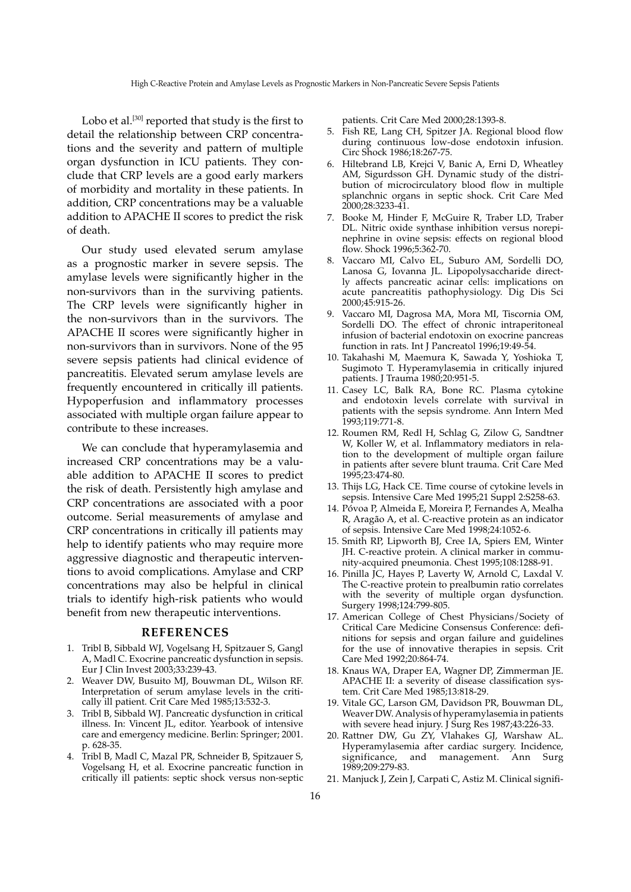Lobo et al.[30] reported that study is the first to detail the relationship between CRP concentrations and the severity and pattern of multiple organ dysfunction in ICU patients. They conclude that CRP levels are a good early markers of morbidity and mortality in these patients. In addition, CRP concentrations may be a valuable addition to APACHE II scores to predict the risk of death.

Our study used elevated serum amylase as a prognostic marker in severe sepsis. The amylase levels were significantly higher in the non-survivors than in the surviving patients. The CRP levels were significantly higher in the non-survivors than in the survivors. The APACHE II scores were significantly higher in non-survivors than in survivors. None of the 95 severe sepsis patients had clinical evidence of pancreatitis. Elevated serum amylase levels are frequently encountered in critically ill patients. Hypoperfusion and inflammatory processes associated with multiple organ failure appear to contribute to these increases.

We can conclude that hyperamylasemia and increased CRP concentrations may be a valuable addition to APACHE II scores to predict the risk of death. Persistently high amylase and CRP concentrations are associated with a poor outcome. Serial measurements of amylase and CRP concentrations in critically ill patients may help to identify patients who may require more aggressive diagnostic and therapeutic interventions to avoid complications. Amylase and CRP concentrations may also be helpful in clinical trials to identify high-risk patients who would benefit from new therapeutic interventions.

## REFERENCES

1. Tribl B, Sibbald WJ, Vogelsang H, Spitzauer S, Gangl A, Madl C. Exocrine pancreatic dysfunction in sepsis. Eur J Clin Invest 2003;33:239-43.
2. Weaver DW, Busuito MJ, Bouwman DL, Wilson RF. Interpretation of serum amylase levels in the critically ill patient. Crit Care Med 1985;13:532-3.
3. Tribl B, Sibbald WJ. Pancreatic dysfunction in critical illness. In: Vincent JL, editor. Yearbook of intensive care and emergency medicine. Berlin: Springer; 2001. p. 628-35.
4. Tribl B, Madl C, Mazal PR, Schneider B, Spitzauer S, Vogelsang H, et al. Exocrine pancreatic function in critically ill patients: septic shock versus non-septic patients. Crit Care Med 2000;28:1393-8.
5. Fish RE, Lang CH, Spitzer JA. Regional blood flow during continuous low-dose endotoxin infusion. Circ Shock 1986;18:267-75.
6. Hiltebrand LB, Krejci V, Banic A, Erni D, Wheatley AM, Sigurdsson GH. Dynamic study of the distribution of microcirculatory blood flow in multiple splanchnic organs in septic shock. Crit Care Med 2000;28:3233-41.
7. Booke M, Hinder F, McGuire R, Traber LD, Traber DL. Nitric oxide synthase inhibition versus norepinephrine in ovine sepsis: effects on regional blood flow. Shock 1996;5:362-70.
8. Vaccaro MI, Calvo EL, Suburo AM, Sordelli DO, Lanosa G, Iovanna JL. Lipopolysaccharide directly affects pancreatic acinar cells: implications on acute pancreatitis pathophysiology. Dig Dis Sci 2000;45:915-26.
9. Vaccaro MI, Dagrosa MA, Mora MI, Tiscornia OM, Sordelli DO. The effect of chronic intraperitoneal infusion of bacterial endotoxin on exocrine pancreas function in rats. Int J Pancreatol 1996;19:49-54.
10. Takahashi M, Maemura K, Sawada Y, Yoshioka T, Sugimoto T. Hyperamylasemia in critically injured patients. J Trauma 1980;20:951-5.
11. Casey LC, Balk RA, Bone RC. Plasma cytokine and endotoxin levels correlate with survival in patients with the sepsis syndrome. Ann Intern Med 1993;119:771-8.
12. Roumen RM, Redl H, Schlag G, Zilow G, Sandtner W, Koller W, et al. Inflammatory mediators in relation to the development of multiple organ failure in patients after severe blunt trauma. Crit Care Med 1995;23:474-80.
13. Thijs LG, Hack CE. Time course of cytokine levels in sepsis. Intensive Care Med 1995;21 Suppl 2:S258-63.
14. Póvoa P, Almeida E, Moreira P, Fernandes A, Mealha R, Aragão A, et al. C-reactive protein as an indicator of sepsis. Intensive Care Med 1998;24:1052-6.
15. Smith RP, Lipworth BJ, Cree IA, Spiers EM, Winter JH. C-reactive protein. A clinical marker in community-acquired pneumonia. Chest 1995;108:1288-91.
16. Pinilla JC, Hayes P, Laverty W, Arnold C, Laxdal V. The C-reactive protein to prealbumin ratio correlates with the severity of multiple organ dysfunction. Surgery 1998;124:799-805.
17. American College of Chest Physicians/Society of Critical Care Medicine Consensus Conference: definitions for sepsis and organ failure and guidelines for the use of innovative therapies in sepsis. Crit Care Med 1992;20:864-74.
18. Knaus WA, Draper EA, Wagner DP, Zimmerman JE. APACHE II: a severity of disease classification system. Crit Care Med 1985;13:818-29.
19. Vitale GC, Larson GM, Davidson PR, Bouwman DL, Weaver DW. Analysis of hyperamylasemia in patients with severe head injury. J Surg Res 1987;43:226-33.
20. Rattner DW, Gu ZY, Vlahakes GJ, Warshaw AL. Hyperamylasemia after cardiac surgery. Incidence, significance, and management. Ann Surg 1989;209:279-83.
21. Manjuck J, Zein J, Carpati C, Astiz M. Clinical signifi-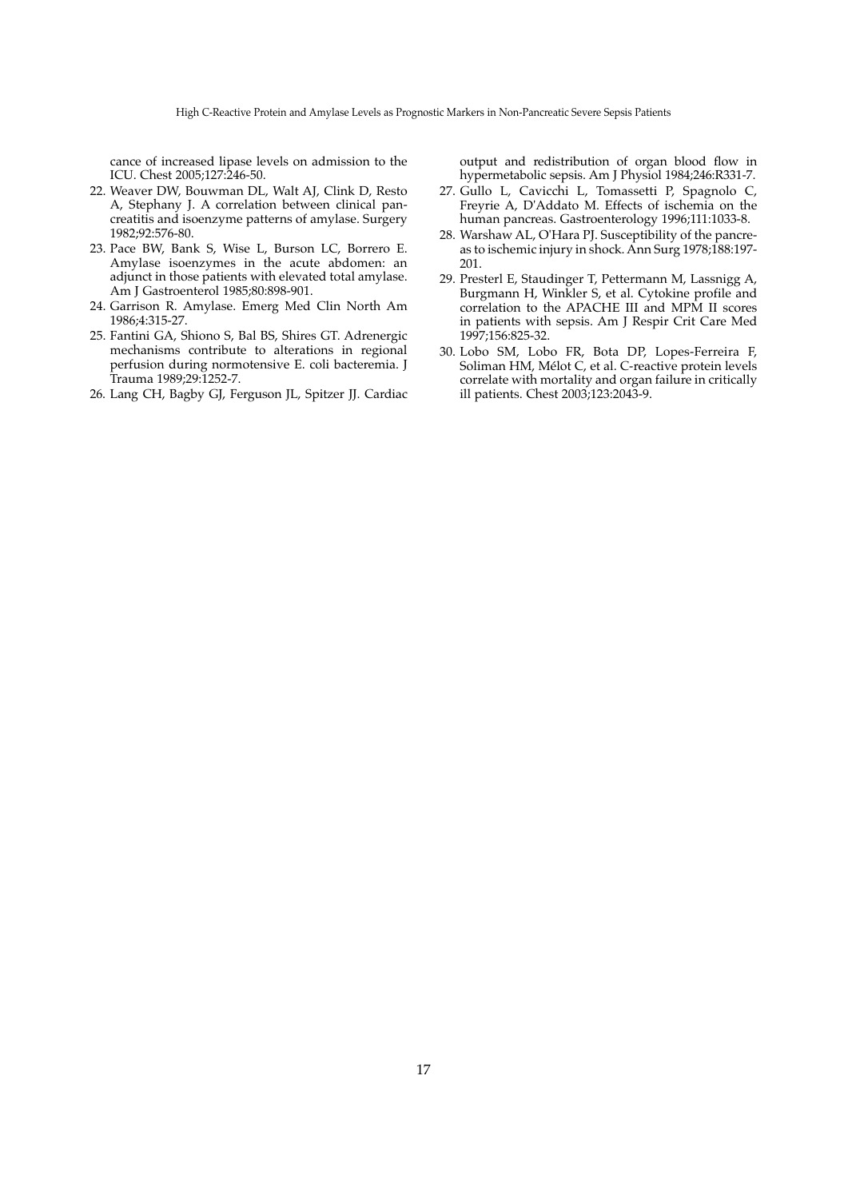cance of increased lipase levels on admission to the ICU. Chest 2005;127:246-50.

22. Weaver DW, Bouwman DL, Walt AJ, Clink D, Resto A, Stephany J. A correlation between clinical pancreatitis and isoenzyme patterns of amylase. Surgery 1982;92:576-80.
23. Pace BW, Bank S, Wise L, Burson LC, Borrero E. Amylase isoenzymes in the acute abdomen: an adjunct in those patients with elevated total amylase. Am J Gastroenterol 1985;80:898-901.
24. Garrison R. Amylase. Emerg Med Clin North Am 1986;4:315-27.
25. Fantini GA, Shiono S, Bal BS, Shires GT. Adrenergic mechanisms contribute to alterations in regional perfusion during normotensive E. coli bacteremia. J Trauma 1989;29:1252-7.
26. Lang CH, Bagby GJ, Ferguson JL, Spitzer JJ. Cardiac output and redistribution of organ blood flow in hypermetabolic sepsis. Am J Physiol 1984;246:R331-7.
27. Gullo L, Cavicchi L, Tomassetti P, Spagnolo C, Freyrie A, D'Addato M. Effects of ischemia on the human pancreas. Gastroenterology 1996;111:1033-8.
28. Warshaw AL, O'Hara PJ. Susceptibility of the pancreas to ischemic injury in shock. Ann Surg 1978;188:197-201.
29. Presterl E, Staudinger T, Pettermann M, Lassnigg A, Burgmann H, Winkler S, et al. Cytokine profile and correlation to the APACHE III and MPM II scores in patients with sepsis. Am J Respir Crit Care Med 1997;156:825-32.
30. Lobo SM, Lobo FR, Bota DP, Lopes-Ferreira F, Soliman HM, Mélot C, et al. C-reactive protein levels correlate with mortality and organ failure in critically ill patients. Chest 2003;123:2043-9.